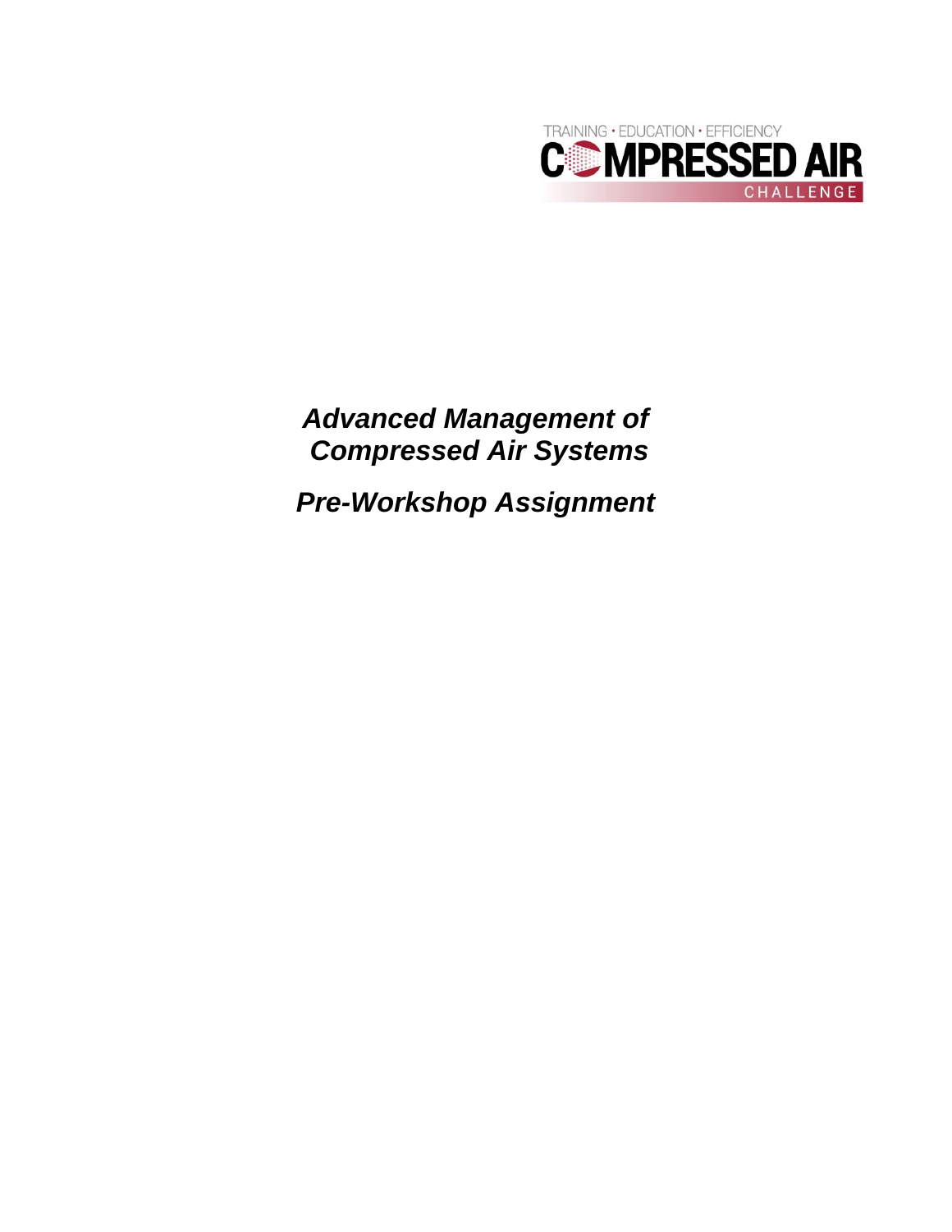TRAINING • EDUCATION • EFFICIENCY

**COMPRESSED AIR**

CHALLENGE

# *Advanced Management of Compressed Air Systems*

## *Pre-Workshop Assignment*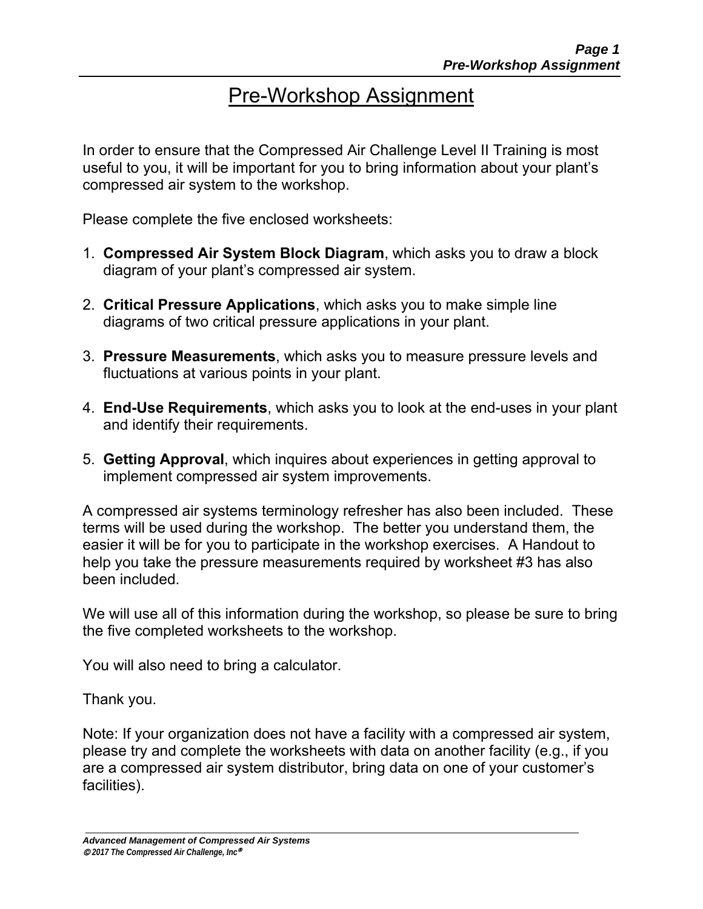# Pre-Workshop Assignment

In order to ensure that the Compressed Air Challenge Level II Training is most useful to you, it will be important for you to bring information about your plant's compressed air system to the workshop.

Please complete the five enclosed worksheets:

1. **Compressed Air System Block Diagram**, which asks you to draw a block diagram of your plant's compressed air system.

2. **Critical Pressure Applications**, which asks you to make simple line diagrams of two critical pressure applications in your plant.

3. **Pressure Measurements**, which asks you to measure pressure levels and fluctuations at various points in your plant.

4. **End-Use Requirements**, which asks you to look at the end-uses in your plant and identify their requirements.

5. **Getting Approval**, which inquires about experiences in getting approval to implement compressed air system improvements.

A compressed air systems terminology refresher has also been included. These terms will be used during the workshop. The better you understand them, the easier it will be for you to participate in the workshop exercises. A Handout to help you take the pressure measurements required by worksheet #3 has also been included.

We will use all of this information during the workshop, so please be sure to bring the five completed worksheets to the workshop.

You will also need to bring a calculator.

Thank you.

Note: If your organization does not have a facility with a compressed air system, please try and complete the worksheets with data on another facility (e.g., if you are a compressed air system distributor, bring data on one of your customer's facilities).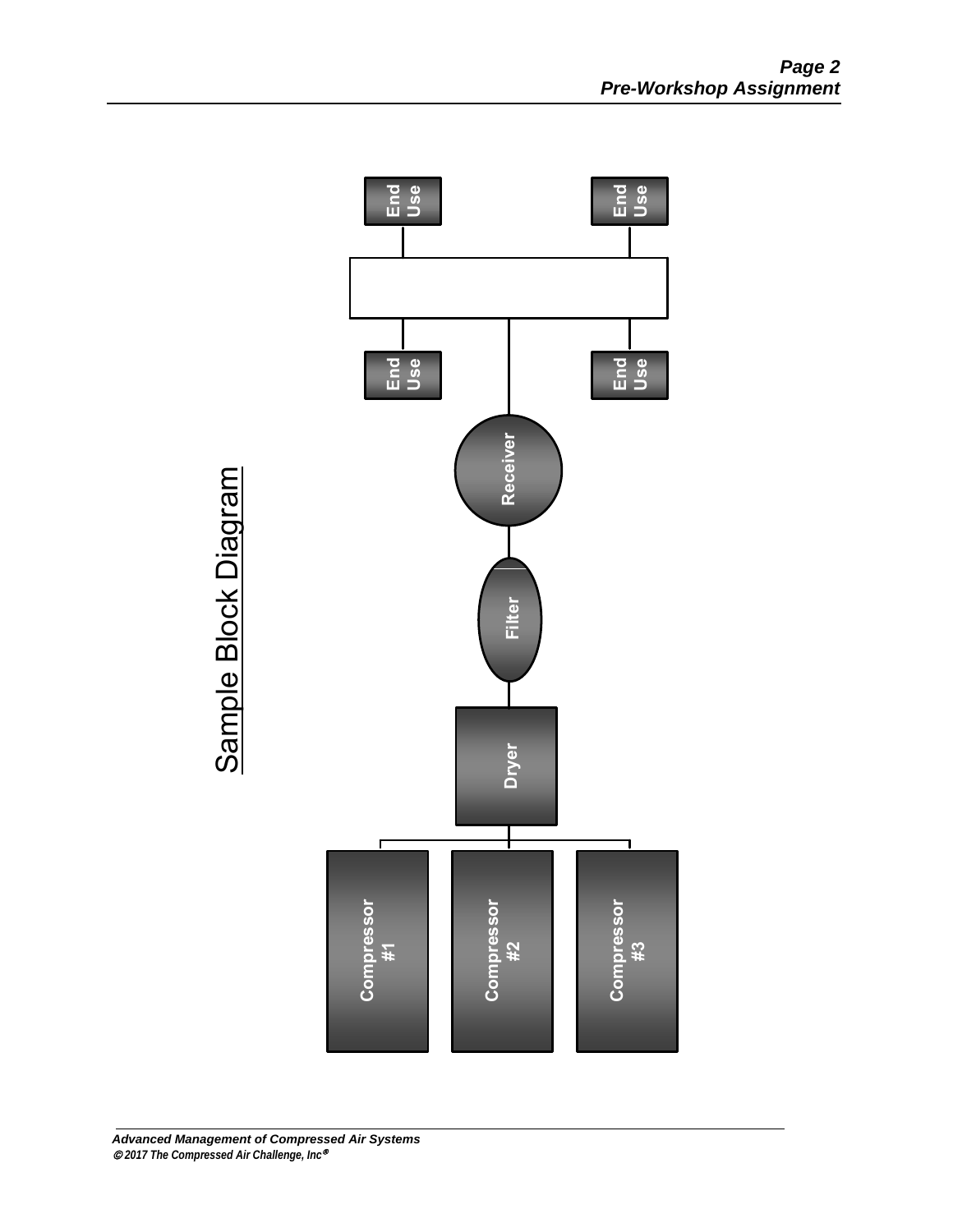# Sample Block Diagram

Compressor #1

Compressor #2

Compressor #3

Dryer

Filter

Receiver

End Use

End Use

End Use

End Use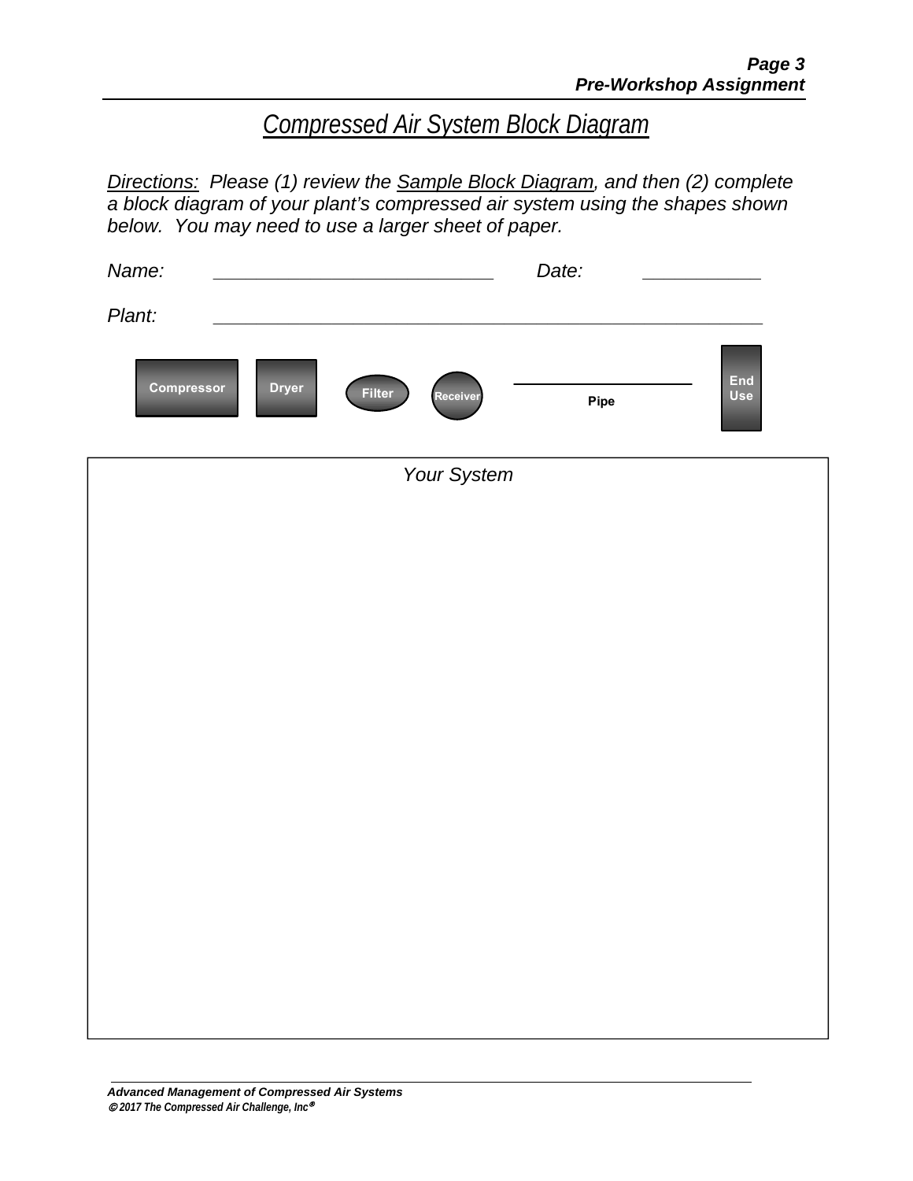# Compressed Air System Block Diagram

*Directions:* *Please (1) review the Sample Block Diagram, and then (2) complete a block diagram of your plant's compressed air system using the shapes shown below. You may need to use a larger sheet of paper.*

*Name:* ____________________________ *Date:* ____________

*Plant:* ________________________________________________

**Compressor** **Dryer** **Filter** **Receiver** **Pipe** **End Use**

*Your System*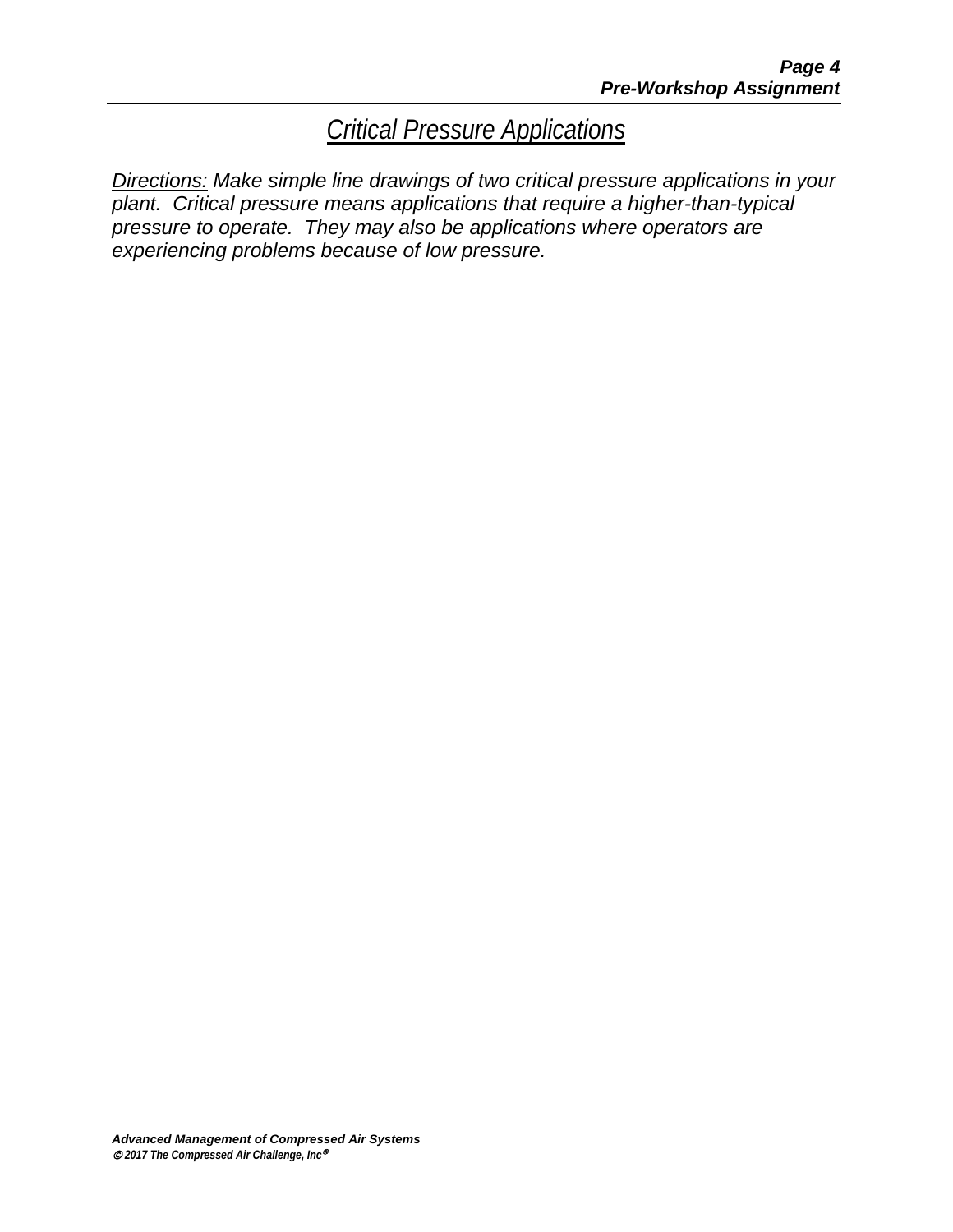# *Critical Pressure Applications*

*Directions: Make simple line drawings of two critical pressure applications in your plant. Critical pressure means applications that require a higher-than-typical pressure to operate. They may also be applications where operators are experiencing problems because of low pressure.*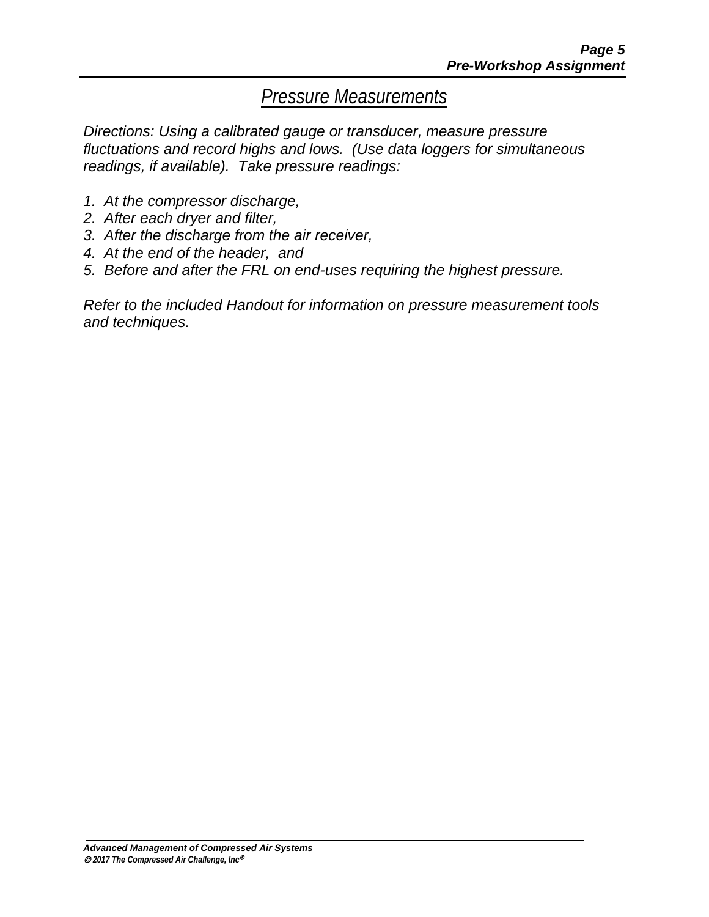# *Pressure Measurements*

*Directions: Using a calibrated gauge or transducer, measure pressure fluctuations and record highs and lows. (Use data loggers for simultaneous readings, if available). Take pressure readings:*

1. *At the compressor discharge,*
2. *After each dryer and filter,*
3. *After the discharge from the air receiver,*
4. *At the end of the header, and*
5. *Before and after the FRL on end-uses requiring the highest pressure.*

*Refer to the included Handout for information on pressure measurement tools and techniques.*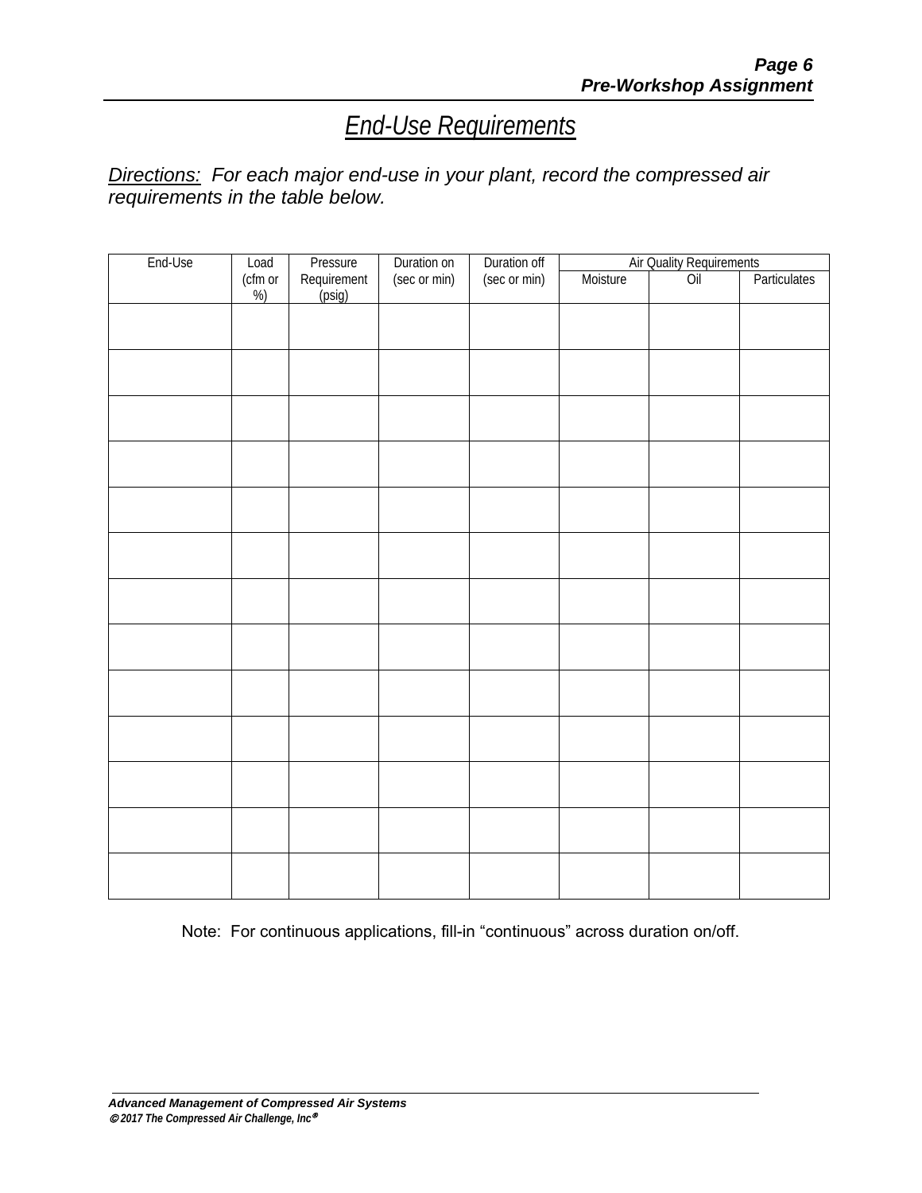# *End-Use Requirements*

*Directions:* *For each major end-use in your plant, record the compressed air requirements in the table below.*

| End-Use | Load (cfm or %) | Pressure Requirement (psig) | Duration on (sec or min) | Duration off (sec or min) | Air Quality Requirements | | |
|---|---|---|---|---|---|---|---|
| | | | | | Moisture | Oil | Particulates |
| | | | | | | | |
| | | | | | | | |
| | | | | | | | |
| | | | | | | | |
| | | | | | | | |
| | | | | | | | |
| | | | | | | | |
| | | | | | | | |
| | | | | | | | |
| | | | | | | | |
| | | | | | | | |
| | | | | | | | |
| | | | | | | | |

Note: For continuous applications, fill-in "continuous" across duration on/off.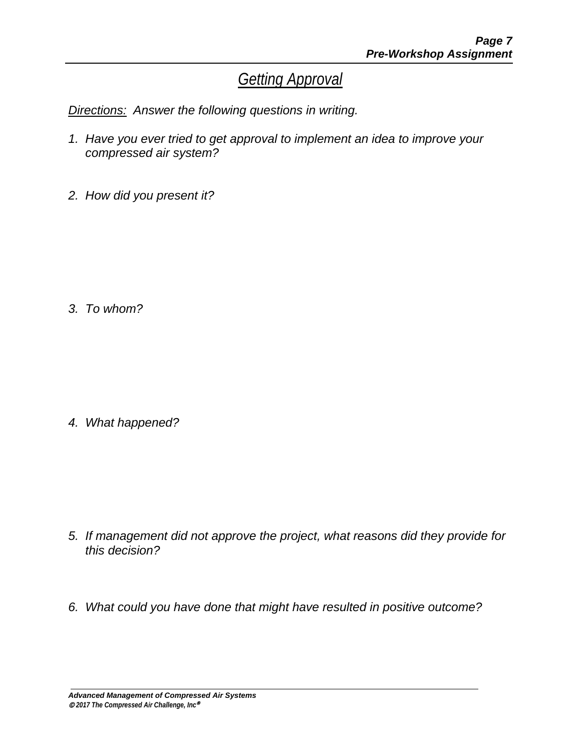## *Getting Approval*

*Directions:* *Answer the following questions in writing.*

1. *Have you ever tried to get approval to implement an idea to improve your compressed air system?*

2. *How did you present it?*

3. *To whom?*

4. *What happened?*

5. *If management did not approve the project, what reasons did they provide for this decision?*

6. *What could you have done that might have resulted in positive outcome?*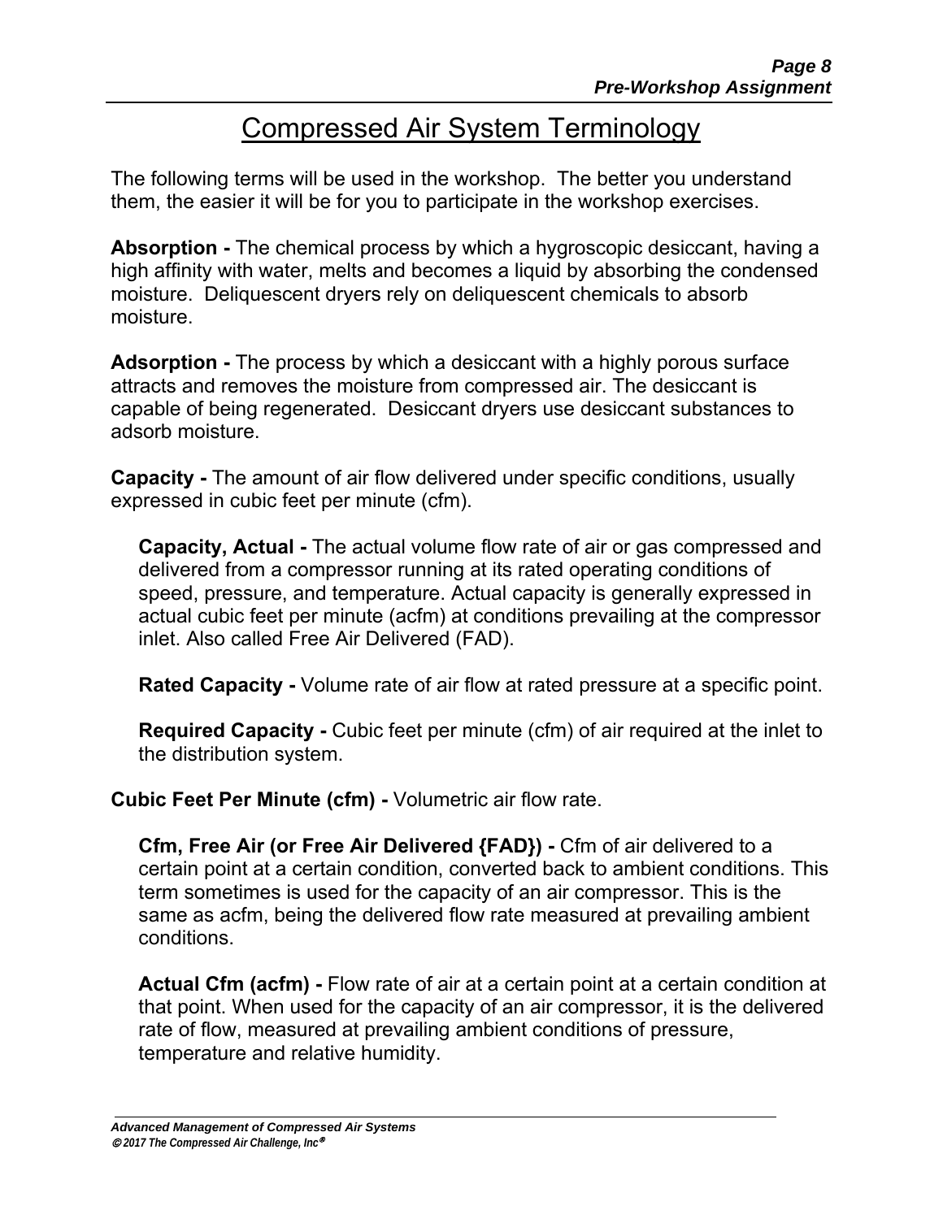# Compressed Air System Terminology

The following terms will be used in the workshop. The better you understand them, the easier it will be for you to participate in the workshop exercises.

**Absorption -** The chemical process by which a hygroscopic desiccant, having a high affinity with water, melts and becomes a liquid by absorbing the condensed moisture. Deliquescent dryers rely on deliquescent chemicals to absorb moisture.

**Adsorption -** The process by which a desiccant with a highly porous surface attracts and removes the moisture from compressed air. The desiccant is capable of being regenerated. Desiccant dryers use desiccant substances to adsorb moisture.

**Capacity -** The amount of air flow delivered under specific conditions, usually expressed in cubic feet per minute (cfm).

> **Capacity, Actual -** The actual volume flow rate of air or gas compressed and delivered from a compressor running at its rated operating conditions of speed, pressure, and temperature. Actual capacity is generally expressed in actual cubic feet per minute (acfm) at conditions prevailing at the compressor inlet. Also called Free Air Delivered (FAD).
>
> **Rated Capacity -** Volume rate of air flow at rated pressure at a specific point.
>
> **Required Capacity -** Cubic feet per minute (cfm) of air required at the inlet to the distribution system.

**Cubic Feet Per Minute (cfm) -** Volumetric air flow rate.

> **Cfm, Free Air (or Free Air Delivered {FAD}) -** Cfm of air delivered to a certain point at a certain condition, converted back to ambient conditions. This term sometimes is used for the capacity of an air compressor. This is the same as acfm, being the delivered flow rate measured at prevailing ambient conditions.
>
> **Actual Cfm (acfm) -** Flow rate of air at a certain point at a certain condition at that point. When used for the capacity of an air compressor, it is the delivered rate of flow, measured at prevailing ambient conditions of pressure, temperature and relative humidity.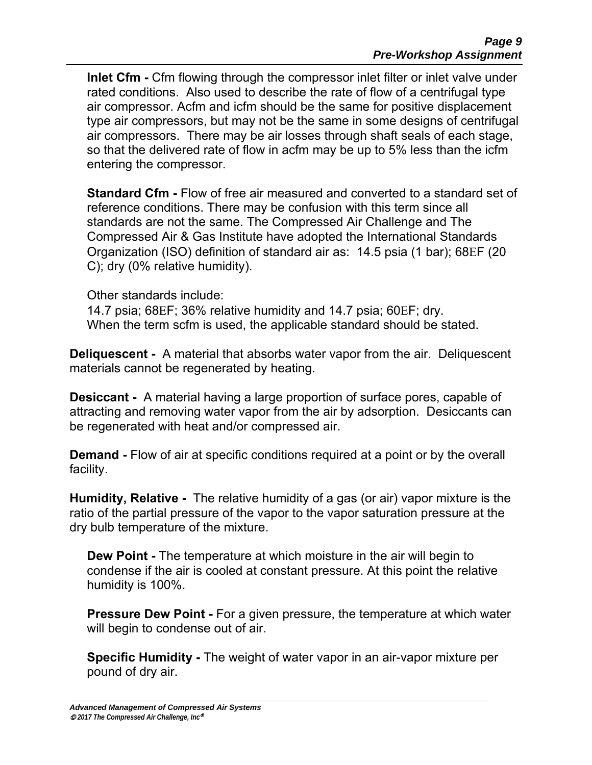**Inlet Cfm -** Cfm flowing through the compressor inlet filter or inlet valve under rated conditions. Also used to describe the rate of flow of a centrifugal type air compressor. Acfm and icfm should be the same for positive displacement type air compressors, but may not be the same in some designs of centrifugal air compressors. There may be air losses through shaft seals of each stage, so that the delivered rate of flow in acfm may be up to 5% less than the icfm entering the compressor.

**Standard Cfm -** Flow of free air measured and converted to a standard set of reference conditions. There may be confusion with this term since all standards are not the same. The Compressed Air Challenge and The Compressed Air & Gas Institute have adopted the International Standards Organization (ISO) definition of standard air as: 14.5 psia (1 bar); 68EF (20 C); dry (0% relative humidity).

Other standards include:
14.7 psia; 68EF; 36% relative humidity and 14.7 psia; 60EF; dry.
When the term scfm is used, the applicable standard should be stated.

**Deliquescent -** A material that absorbs water vapor from the air. Deliquescent materials cannot be regenerated by heating.

**Desiccant -** A material having a large proportion of surface pores, capable of attracting and removing water vapor from the air by adsorption. Desiccants can be regenerated with heat and/or compressed air.

**Demand -** Flow of air at specific conditions required at a point or by the overall facility.

**Humidity, Relative -** The relative humidity of a gas (or air) vapor mixture is the ratio of the partial pressure of the vapor to the vapor saturation pressure at the dry bulb temperature of the mixture.

**Dew Point -** The temperature at which moisture in the air will begin to condense if the air is cooled at constant pressure. At this point the relative humidity is 100%.

**Pressure Dew Point -** For a given pressure, the temperature at which water will begin to condense out of air.

**Specific Humidity -** The weight of water vapor in an air-vapor mixture per pound of dry air.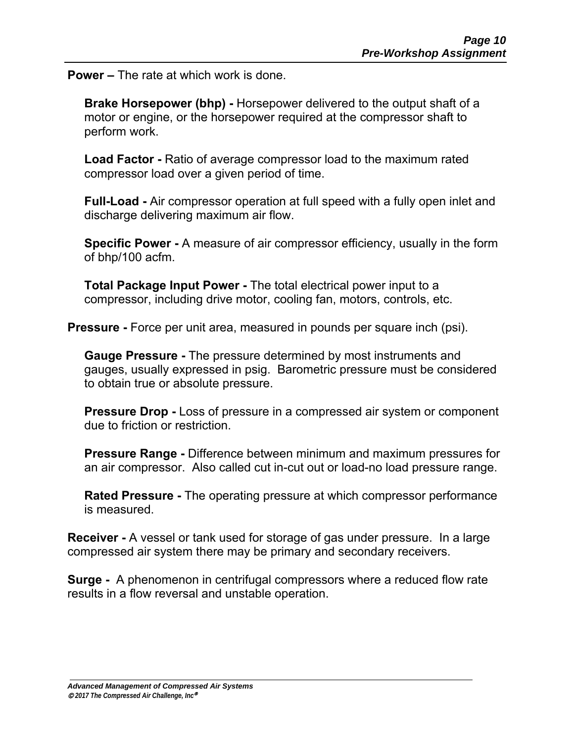**Power –** The rate at which work is done.

**Brake Horsepower (bhp) -** Horsepower delivered to the output shaft of a motor or engine, or the horsepower required at the compressor shaft to perform work.

**Load Factor -** Ratio of average compressor load to the maximum rated compressor load over a given period of time.

**Full-Load -** Air compressor operation at full speed with a fully open inlet and discharge delivering maximum air flow.

**Specific Power -** A measure of air compressor efficiency, usually in the form of bhp/100 acfm.

**Total Package Input Power -** The total electrical power input to a compressor, including drive motor, cooling fan, motors, controls, etc.

**Pressure -** Force per unit area, measured in pounds per square inch (psi).

**Gauge Pressure -** The pressure determined by most instruments and gauges, usually expressed in psig. Barometric pressure must be considered to obtain true or absolute pressure.

**Pressure Drop -** Loss of pressure in a compressed air system or component due to friction or restriction.

**Pressure Range -** Difference between minimum and maximum pressures for an air compressor. Also called cut in-cut out or load-no load pressure range.

**Rated Pressure -** The operating pressure at which compressor performance is measured.

**Receiver -** A vessel or tank used for storage of gas under pressure. In a large compressed air system there may be primary and secondary receivers.

**Surge -** A phenomenon in centrifugal compressors where a reduced flow rate results in a flow reversal and unstable operation.